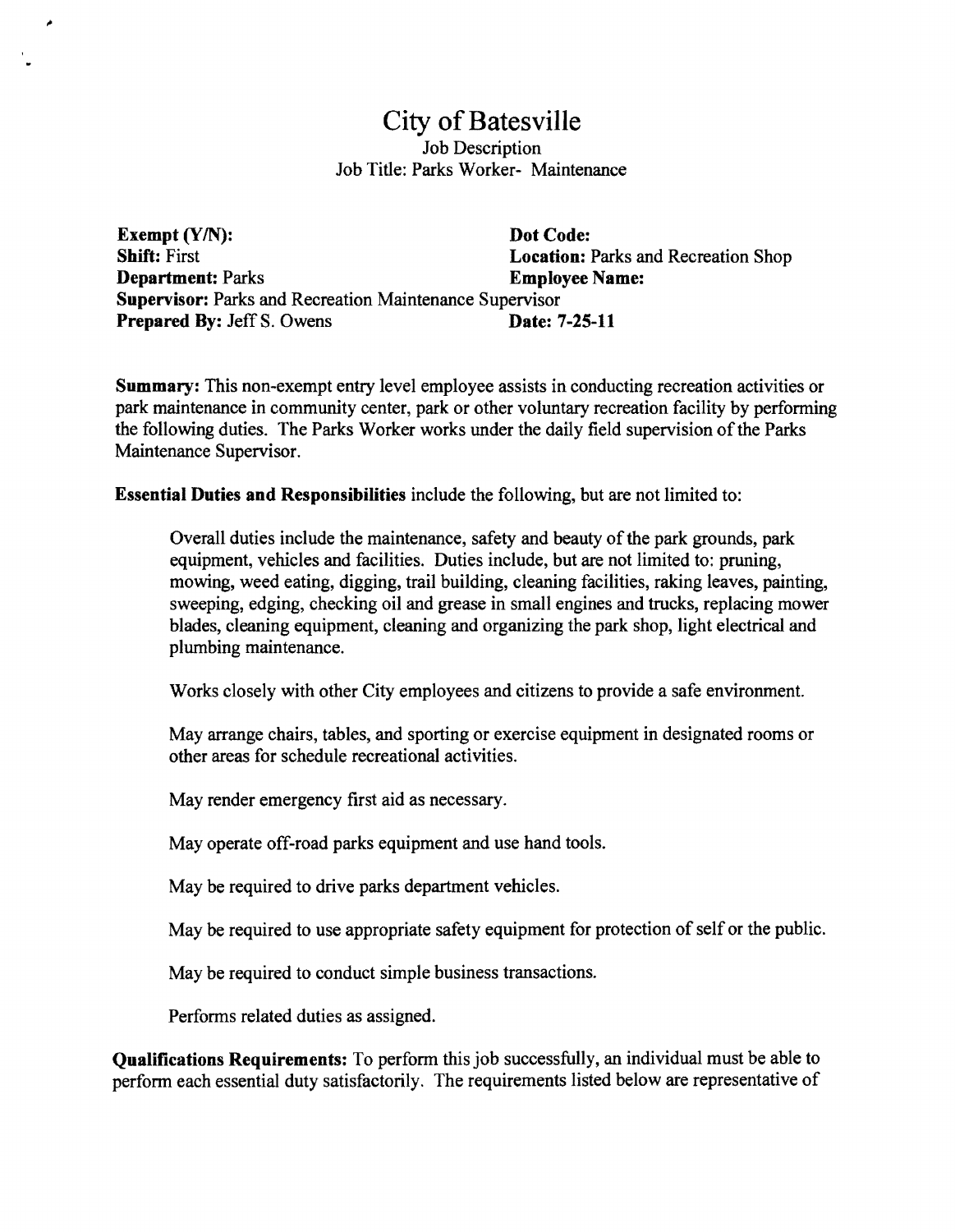# City of Batesville

Job Description

Job Title: Parks Worker- Maintenance

**Exempt (Y/N):**
**Dot Code:**
**Shift:** First
**Location:** Parks and Recreation Shop
**Department:** Parks
**Employee Name:**
**Supervisor:** Parks and Recreation Maintenance Supervisor
**Prepared By:** Jeff S. Owens
**Date: 7-25-11**

**Summary:** This non-exempt entry level employee assists in conducting recreation activities or park maintenance in community center, park or other voluntary recreation facility by performing the following duties. The Parks Worker works under the daily field supervision of the Parks Maintenance Supervisor.

**Essential Duties and Responsibilities** include the following, but are not limited to:

Overall duties include the maintenance, safety and beauty of the park grounds, park equipment, vehicles and facilities. Duties include, but are not limited to: pruning, mowing, weed eating, digging, trail building, cleaning facilities, raking leaves, painting, sweeping, edging, checking oil and grease in small engines and trucks, replacing mower blades, cleaning equipment, cleaning and organizing the park shop, light electrical and plumbing maintenance.

Works closely with other City employees and citizens to provide a safe environment.

May arrange chairs, tables, and sporting or exercise equipment in designated rooms or other areas for schedule recreational activities.

May render emergency first aid as necessary.

May operate off-road parks equipment and use hand tools.

May be required to drive parks department vehicles.

May be required to use appropriate safety equipment for protection of self or the public.

May be required to conduct simple business transactions.

Performs related duties as assigned.

**Qualifications Requirements:** To perform this job successfully, an individual must be able to perform each essential duty satisfactorily. The requirements listed below are representative of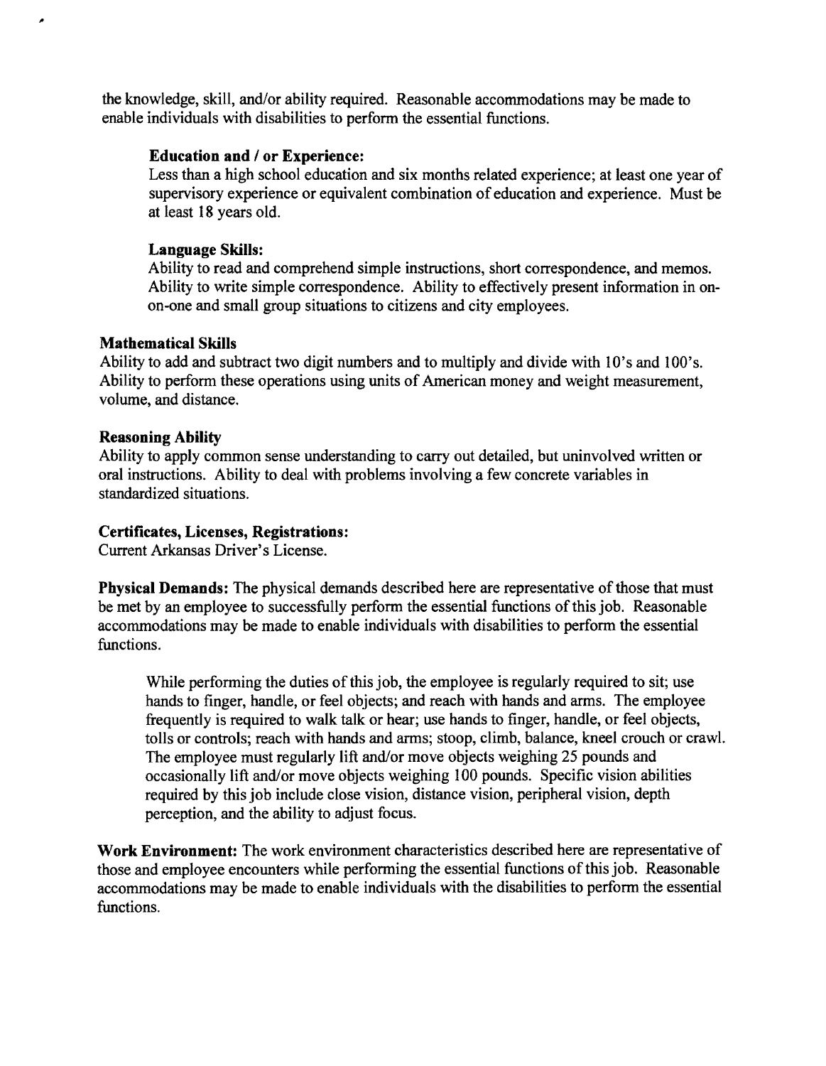the knowledge, skill, and/or ability required. Reasonable accommodations may be made to enable individuals with disabilities to perform the essential functions.

**Education and / or Experience:**
Less than a high school education and six months related experience; at least one year of supervisory experience or equivalent combination of education and experience. Must be at least 18 years old.

**Language Skills:**
Ability to read and comprehend simple instructions, short correspondence, and memos. Ability to write simple correspondence. Ability to effectively present information in on-on-one and small group situations to citizens and city employees.

**Mathematical Skills**
Ability to add and subtract two digit numbers and to multiply and divide with 10's and 100's. Ability to perform these operations using units of American money and weight measurement, volume, and distance.

**Reasoning Ability**
Ability to apply common sense understanding to carry out detailed, but uninvolved written or oral instructions. Ability to deal with problems involving a few concrete variables in standardized situations.

**Certificates, Licenses, Registrations:**
Current Arkansas Driver's License.

**Physical Demands:** The physical demands described here are representative of those that must be met by an employee to successfully perform the essential functions of this job. Reasonable accommodations may be made to enable individuals with disabilities to perform the essential functions.

While performing the duties of this job, the employee is regularly required to sit; use hands to finger, handle, or feel objects; and reach with hands and arms. The employee frequently is required to walk talk or hear; use hands to finger, handle, or feel objects, tolls or controls; reach with hands and arms; stoop, climb, balance, kneel crouch or crawl. The employee must regularly lift and/or move objects weighing 25 pounds and occasionally lift and/or move objects weighing 100 pounds. Specific vision abilities required by this job include close vision, distance vision, peripheral vision, depth perception, and the ability to adjust focus.

**Work Environment:** The work environment characteristics described here are representative of those and employee encounters while performing the essential functions of this job. Reasonable accommodations may be made to enable individuals with the disabilities to perform the essential functions.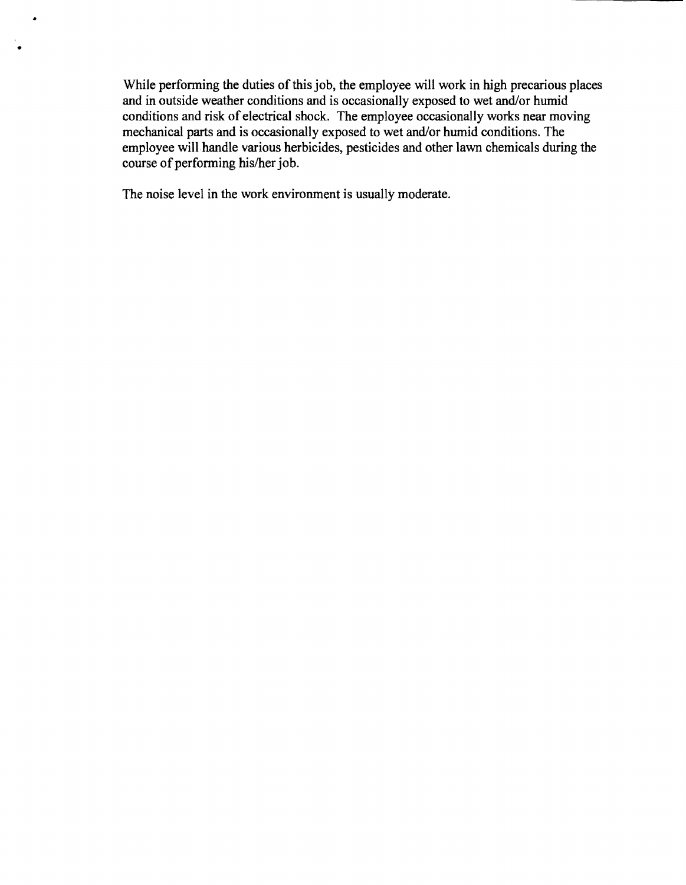While performing the duties of this job, the employee will work in high precarious places and in outside weather conditions and is occasionally exposed to wet and/or humid conditions and risk of electrical shock. The employee occasionally works near moving mechanical parts and is occasionally exposed to wet and/or humid conditions. The employee will handle various herbicides, pesticides and other lawn chemicals during the course of performing his/her job.

The noise level in the work environment is usually moderate.